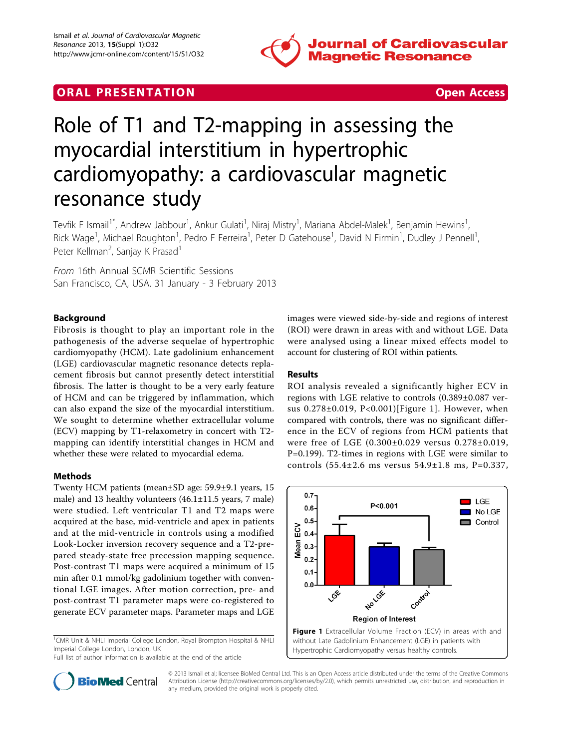ORAL PRESENTATION **Open Access**

# Role of T1 and T2-mapping in assessing the myocardial interstitium in hypertrophic cardiomyopathy: a cardiovascular magnetic resonance study

Tevfik F Ismail[1*], Andrew Jabbour[1], Ankur Gulati[1], Niraj Mistry[1], Mariana Abdel-Malek[1], Benjamin Hewins[1], Rick Wage[1], Michael Roughton[1], Pedro F Ferreira[1], Peter D Gatehouse[1], David N Firmin[1], Dudley J Pennell[1], Peter Kellman[2], Sanjay K Prasad[1]

*From* 16th Annual SCMR Scientific Sessions
San Francisco, CA, USA. 31 January - 3 February 2013

## Background

Fibrosis is thought to play an important role in the pathogenesis of the adverse sequelae of hypertrophic cardiomyopathy (HCM). Late gadolinium enhancement (LGE) cardiovascular magnetic resonance detects replacement fibrosis but cannot presently detect interstitial fibrosis. The latter is thought to be a very early feature of HCM and can be triggered by inflammation, which can also expand the size of the myocardial interstitium. We sought to determine whether extracellular volume (ECV) mapping by T1-relaxometry in concert with T2-mapping can identify interstitial changes in HCM and whether these were related to myocardial edema.

## Methods

Twenty HCM patients (mean±SD age: 59.9±9.1 years, 15 male) and 13 healthy volunteers (46.1±11.5 years, 7 male) were studied. Left ventricular T1 and T2 maps were acquired at the base, mid-ventricle and apex in patients and at the mid-ventricle in controls using a modified Look-Locker inversion recovery sequence and a T2-prepared steady-state free precession mapping sequence. Post-contrast T1 maps were acquired a minimum of 15 min after 0.1 mmol/kg gadolinium together with conventional LGE images. After motion correction, pre- and post-contrast T1 parameter maps were co-registered to generate ECV parameter maps. Parameter maps and LGE images were viewed side-by-side and regions of interest (ROI) were drawn in areas with and without LGE. Data were analysed using a linear mixed effects model to account for clustering of ROI within patients.

## Results

ROI analysis revealed a significantly higher ECV in regions with LGE relative to controls (0.389±0.087 versus 0.278±0.019, P<0.001)[Figure 1]. However, when compared with controls, there was no significant difference in the ECV of regions from HCM patients that were free of LGE (0.300±0.029 versus 0.278±0.019, P=0.199). T2-times in regions with LGE were similar to controls (55.4±2.6 ms versus 54.9±1.8 ms, P=0.337,

**Figure 1** Extracellular Volume Fraction (ECV) in areas with and without Late Gadolinium Enhancement (LGE) in patients with Hypertrophic Cardiomyopathy versus healthy controls.

[1]CMR Unit & NHLI Imperial College London, Royal Brompton Hospital & NHLI Imperial College London, London, UK
Full list of author information is available at the end of the article

© 2013 Ismail et al; licensee BioMed Central Ltd. This is an Open Access article distributed under the terms of the Creative Commons Attribution License (http://creativecommons.org/licenses/by/2.0), which permits unrestricted use, distribution, and reproduction in any medium, provided the original work is properly cited.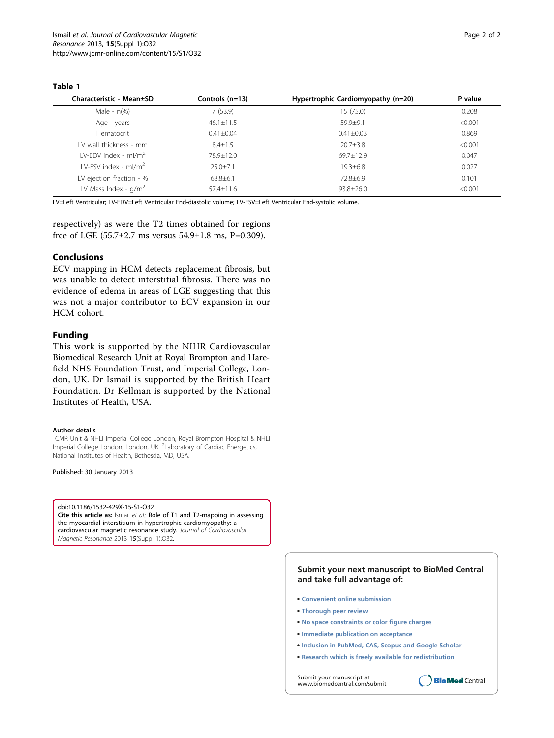**Table 1**

| Characteristic - Mean±SD | Controls (n=13) | Hypertrophic Cardiomyopathy (n=20) | P value |
| --- | --- | --- | --- |
| Male - n(%) | 7 (53.9) | 15 (75.0) | 0.208 |
| Age - years | 46.1±11.5 | 59.9±9.1 | <0.001 |
| Hematocrit | 0.41±0.04 | 0.41±0.03 | 0.869 |
| LV wall thickness - mm | 8.4±1.5 | 20.7±3.8 | <0.001 |
| LV-EDV index - ml/$m^2$ | 78.9±12.0 | 69.7±12.9 | 0.047 |
| LV-ESV index - ml/$m^2$ | 25.0±7.1 | 19.3±6.8 | 0.027 |
| LV ejection fraction - % | 68.8±6.1 | 72.8±6.9 | 0.101 |
| LV Mass Index - g/$m^2$ | 57.4±11.6 | 93.8±26.0 | <0.001 |

LV=Left Ventricular; LV-EDV=Left Ventricular End-diastolic volume; LV-ESV=Left Ventricular End-systolic volume.

respectively) as were the T2 times obtained for regions free of LGE (55.7±2.7 ms versus 54.9±1.8 ms, P=0.309).

## Conclusions

ECV mapping in HCM detects replacement fibrosis, but was unable to detect interstitial fibrosis. There was no evidence of edema in areas of LGE suggesting that this was not a major contributor to ECV expansion in our HCM cohort.

## Funding

This work is supported by the NIHR Cardiovascular Biomedical Research Unit at Royal Brompton and Harefield NHS Foundation Trust, and Imperial College, London, UK. Dr Ismail is supported by the British Heart Foundation. Dr Kellman is supported by the National Institutes of Health, USA.

#### Author details

[1]CMR Unit & NHLI Imperial College London, Royal Brompton Hospital & NHLI Imperial College London, London, UK. [2]Laboratory of Cardiac Energetics, National Institutes of Health, Bethesda, MD, USA.

Published: 30 January 2013

doi:10.1186/1532-429X-15-S1-O32

**Cite this article as:** Ismail *et al.*: Role of T1 and T2-mapping in assessing the myocardial interstitium in hypertrophic cardiomyopathy: a cardiovascular magnetic resonance study. *Journal of Cardiovascular Magnetic Resonance* 2013 **15**(Suppl 1):O32.

**Submit your next manuscript to BioMed Central and take full advantage of:**

- **Convenient online submission**
- **Thorough peer review**
- **No space constraints or color figure charges**
- **Immediate publication on acceptance**
- **Inclusion in PubMed, CAS, Scopus and Google Scholar**
- **Research which is freely available for redistribution**

Submit your manuscript at
www.biomedcentral.com/submit

BioMed Central